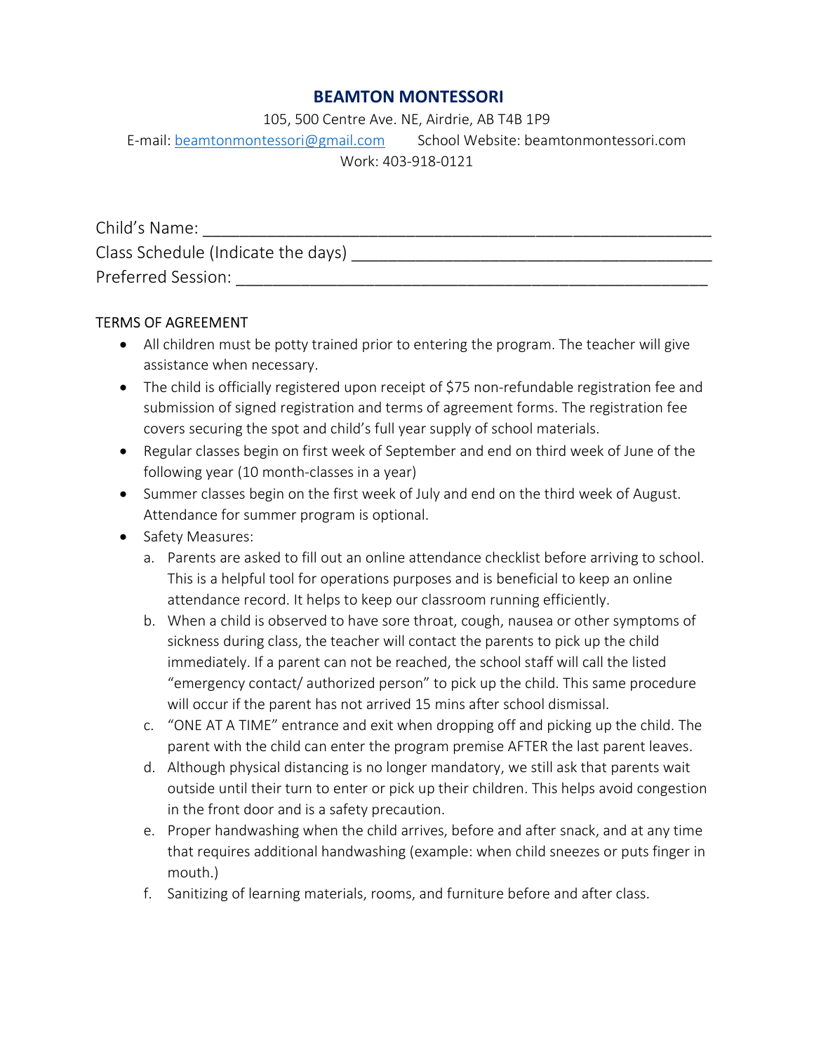# BEAMTON MONTESSORI

105, 500 Centre Ave. NE, Airdrie, AB T4B 1P9

E-mail: beamtonmontessori@gmail.com School Website: beamtonmontessori.com

Work: 403-918-0121

Child's Name: ______________________________________________________

Class Schedule (Indicate the days) ______________________________________

Preferred Session: __________________________________________________

TERMS OF AGREEMENT

- All children must be potty trained prior to entering the program. The teacher will give assistance when necessary.
- The child is officially registered upon receipt of $75 non-refundable registration fee and submission of signed registration and terms of agreement forms. The registration fee covers securing the spot and child's full year supply of school materials.
- Regular classes begin on first week of September and end on third week of June of the following year (10 month-classes in a year)
- Summer classes begin on the first week of July and end on the third week of August. Attendance for summer program is optional.
- Safety Measures:
  a. Parents are asked to fill out an online attendance checklist before arriving to school. This is a helpful tool for operations purposes and is beneficial to keep an online attendance record. It helps to keep our classroom running efficiently.
  b. When a child is observed to have sore throat, cough, nausea or other symptoms of sickness during class, the teacher will contact the parents to pick up the child immediately. If a parent can not be reached, the school staff will call the listed "emergency contact/ authorized person" to pick up the child. This same procedure will occur if the parent has not arrived 15 mins after school dismissal.
  c. "ONE AT A TIME" entrance and exit when dropping off and picking up the child. The parent with the child can enter the program premise AFTER the last parent leaves.
  d. Although physical distancing is no longer mandatory, we still ask that parents wait outside until their turn to enter or pick up their children. This helps avoid congestion in the front door and is a safety precaution.
  e. Proper handwashing when the child arrives, before and after snack, and at any time that requires additional handwashing (example: when child sneezes or puts finger in mouth.)
  f. Sanitizing of learning materials, rooms, and furniture before and after class.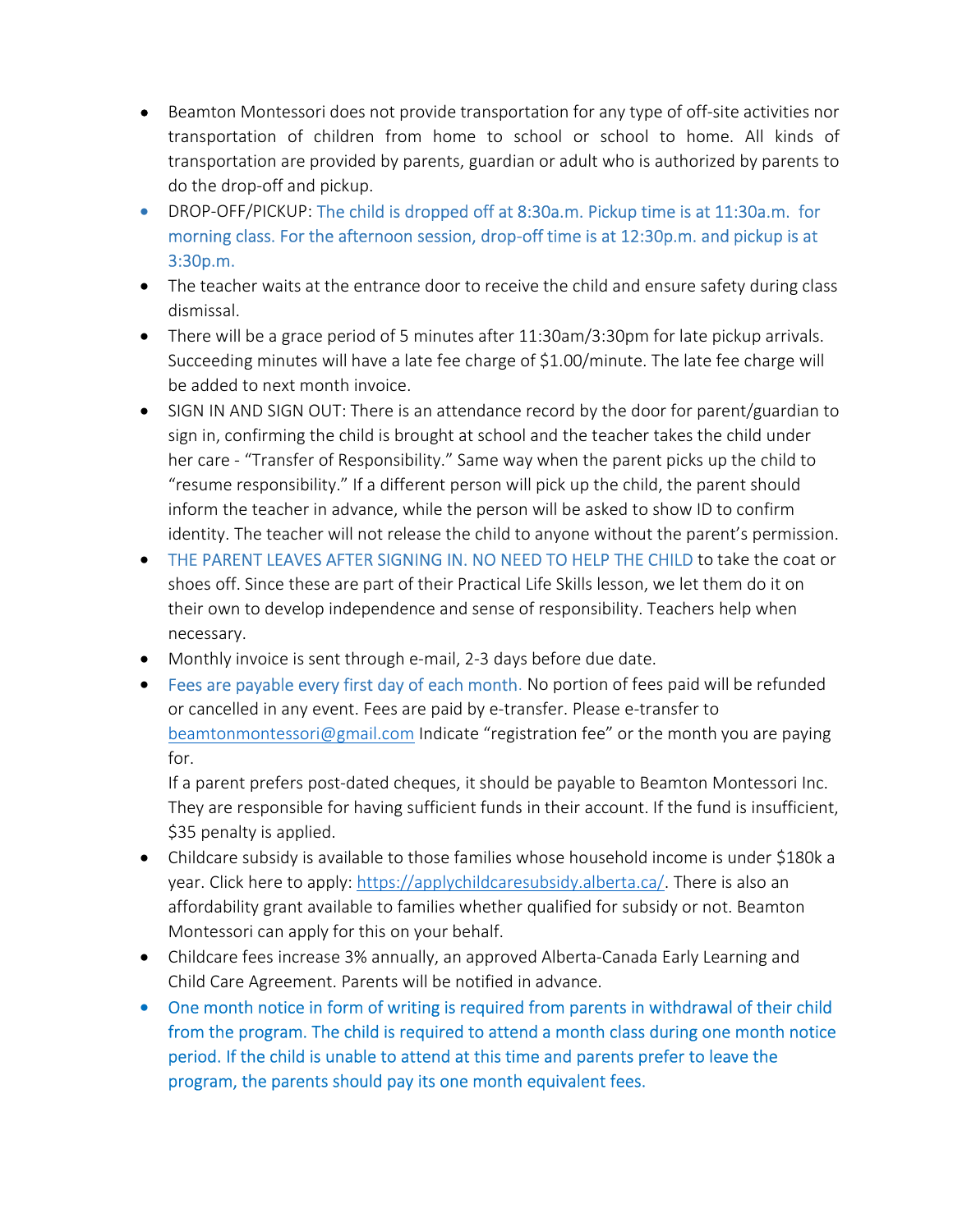- Beamton Montessori does not provide transportation for any type of off-site activities nor transportation of children from home to school or school to home. All kinds of transportation are provided by parents, guardian or adult who is authorized by parents to do the drop-off and pickup.
- DROP-OFF/PICKUP: The child is dropped off at 8:30a.m. Pickup time is at 11:30a.m. for morning class. For the afternoon session, drop-off time is at 12:30p.m. and pickup is at 3:30p.m.
- The teacher waits at the entrance door to receive the child and ensure safety during class dismissal.
- There will be a grace period of 5 minutes after 11:30am/3:30pm for late pickup arrivals. Succeeding minutes will have a late fee charge of $1.00/minute. The late fee charge will be added to next month invoice.
- SIGN IN AND SIGN OUT: There is an attendance record by the door for parent/guardian to sign in, confirming the child is brought at school and the teacher takes the child under her care - "Transfer of Responsibility." Same way when the parent picks up the child to "resume responsibility." If a different person will pick up the child, the parent should inform the teacher in advance, while the person will be asked to show ID to confirm identity. The teacher will not release the child to anyone without the parent's permission.
- THE PARENT LEAVES AFTER SIGNING IN. NO NEED TO HELP THE CHILD to take the coat or shoes off. Since these are part of their Practical Life Skills lesson, we let them do it on their own to develop independence and sense of responsibility. Teachers help when necessary.
- Monthly invoice is sent through e-mail, 2-3 days before due date.
- Fees are payable every first day of each month. No portion of fees paid will be refunded or cancelled in any event. Fees are paid by e-transfer. Please e-transfer to beamtonmontessori@gmail.com Indicate "registration fee" or the month you are paying for.

  If a parent prefers post-dated cheques, it should be payable to Beamton Montessori Inc. They are responsible for having sufficient funds in their account. If the fund is insufficient, $35 penalty is applied.
- Childcare subsidy is available to those families whose household income is under $180k a year. Click here to apply: https://applychildcaresubsidy.alberta.ca/. There is also an affordability grant available to families whether qualified for subsidy or not. Beamton Montessori can apply for this on your behalf.
- Childcare fees increase 3% annually, an approved Alberta-Canada Early Learning and Child Care Agreement. Parents will be notified in advance.
- One month notice in form of writing is required from parents in withdrawal of their child from the program. The child is required to attend a month class during one month notice period. If the child is unable to attend at this time and parents prefer to leave the program, the parents should pay its one month equivalent fees.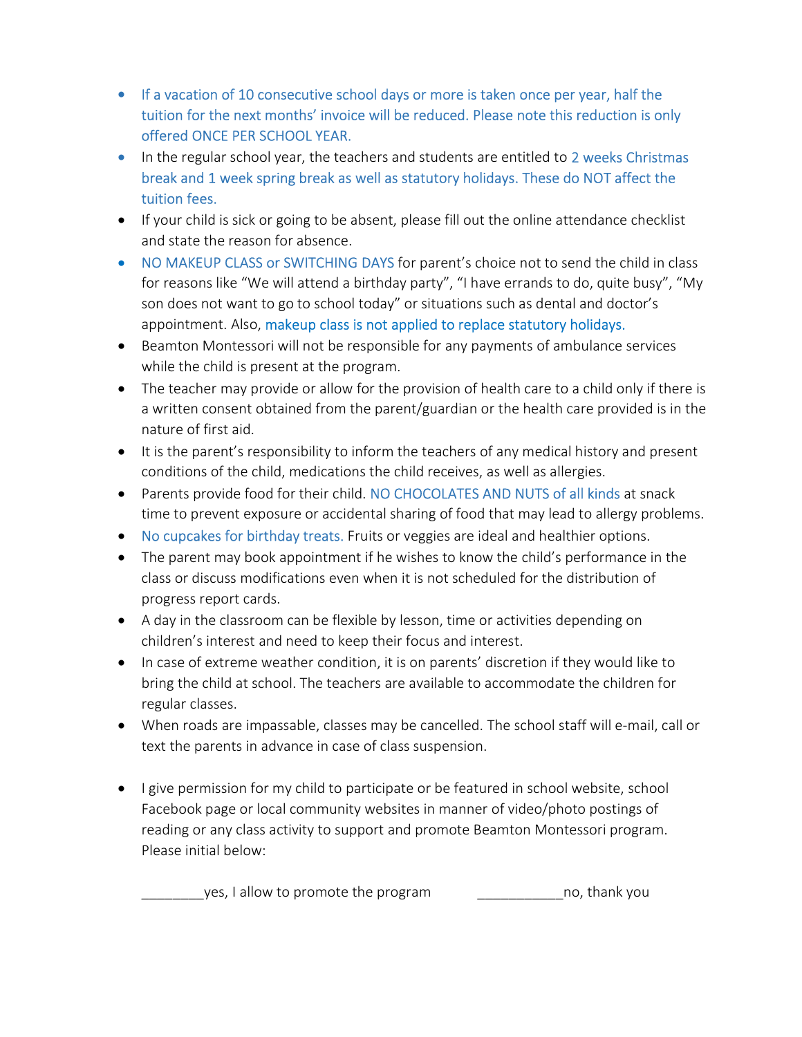- If a vacation of 10 consecutive school days or more is taken once per year, half the tuition for the next months' invoice will be reduced. Please note this reduction is only offered ONCE PER SCHOOL YEAR.
- In the regular school year, the teachers and students are entitled to 2 weeks Christmas break and 1 week spring break as well as statutory holidays. These do NOT affect the tuition fees.
- If your child is sick or going to be absent, please fill out the online attendance checklist and state the reason for absence.
- NO MAKEUP CLASS or SWITCHING DAYS for parent's choice not to send the child in class for reasons like "We will attend a birthday party", "I have errands to do, quite busy", "My son does not want to go to school today" or situations such as dental and doctor's appointment. Also, makeup class is not applied to replace statutory holidays.
- Beamton Montessori will not be responsible for any payments of ambulance services while the child is present at the program.
- The teacher may provide or allow for the provision of health care to a child only if there is a written consent obtained from the parent/guardian or the health care provided is in the nature of first aid.
- It is the parent's responsibility to inform the teachers of any medical history and present conditions of the child, medications the child receives, as well as allergies.
- Parents provide food for their child. NO CHOCOLATES AND NUTS of all kinds at snack time to prevent exposure or accidental sharing of food that may lead to allergy problems.
- No cupcakes for birthday treats. Fruits or veggies are ideal and healthier options.
- The parent may book appointment if he wishes to know the child's performance in the class or discuss modifications even when it is not scheduled for the distribution of progress report cards.
- A day in the classroom can be flexible by lesson, time or activities depending on children's interest and need to keep their focus and interest.
- In case of extreme weather condition, it is on parents' discretion if they would like to bring the child at school. The teachers are available to accommodate the children for regular classes.
- When roads are impassable, classes may be cancelled. The school staff will e-mail, call or text the parents in advance in case of class suspension.

- I give permission for my child to participate or be featured in school website, school Facebook page or local community websites in manner of video/photo postings of reading or any class activity to support and promote Beamton Montessori program. Please initial below:

  ________yes, I allow to promote the program ___________no, thank you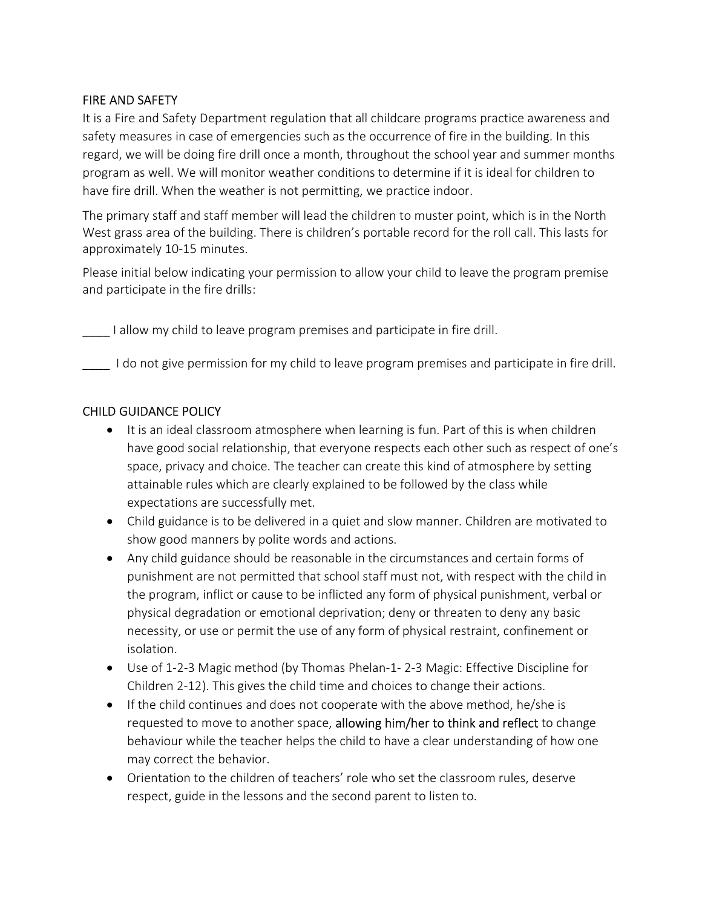## FIRE AND SAFETY

It is a Fire and Safety Department regulation that all childcare programs practice awareness and safety measures in case of emergencies such as the occurrence of fire in the building. In this regard, we will be doing fire drill once a month, throughout the school year and summer months program as well. We will monitor weather conditions to determine if it is ideal for children to have fire drill. When the weather is not permitting, we practice indoor.

The primary staff and staff member will lead the children to muster point, which is in the North West grass area of the building. There is children's portable record for the roll call. This lasts for approximately 10-15 minutes.

Please initial below indicating your permission to allow your child to leave the program premise and participate in the fire drills:

____ I allow my child to leave program premises and participate in fire drill.

____ I do not give permission for my child to leave program premises and participate in fire drill.

## CHILD GUIDANCE POLICY

- It is an ideal classroom atmosphere when learning is fun. Part of this is when children have good social relationship, that everyone respects each other such as respect of one's space, privacy and choice. The teacher can create this kind of atmosphere by setting attainable rules which are clearly explained to be followed by the class while expectations are successfully met.
- Child guidance is to be delivered in a quiet and slow manner. Children are motivated to show good manners by polite words and actions.
- Any child guidance should be reasonable in the circumstances and certain forms of punishment are not permitted that school staff must not, with respect with the child in the program, inflict or cause to be inflicted any form of physical punishment, verbal or physical degradation or emotional deprivation; deny or threaten to deny any basic necessity, or use or permit the use of any form of physical restraint, confinement or isolation.
- Use of 1-2-3 Magic method (by Thomas Phelan-1- 2-3 Magic: Effective Discipline for Children 2-12). This gives the child time and choices to change their actions.
- If the child continues and does not cooperate with the above method, he/she is requested to move to another space, allowing him/her to think and reflect to change behaviour while the teacher helps the child to have a clear understanding of how one may correct the behavior.
- Orientation to the children of teachers' role who set the classroom rules, deserve respect, guide in the lessons and the second parent to listen to.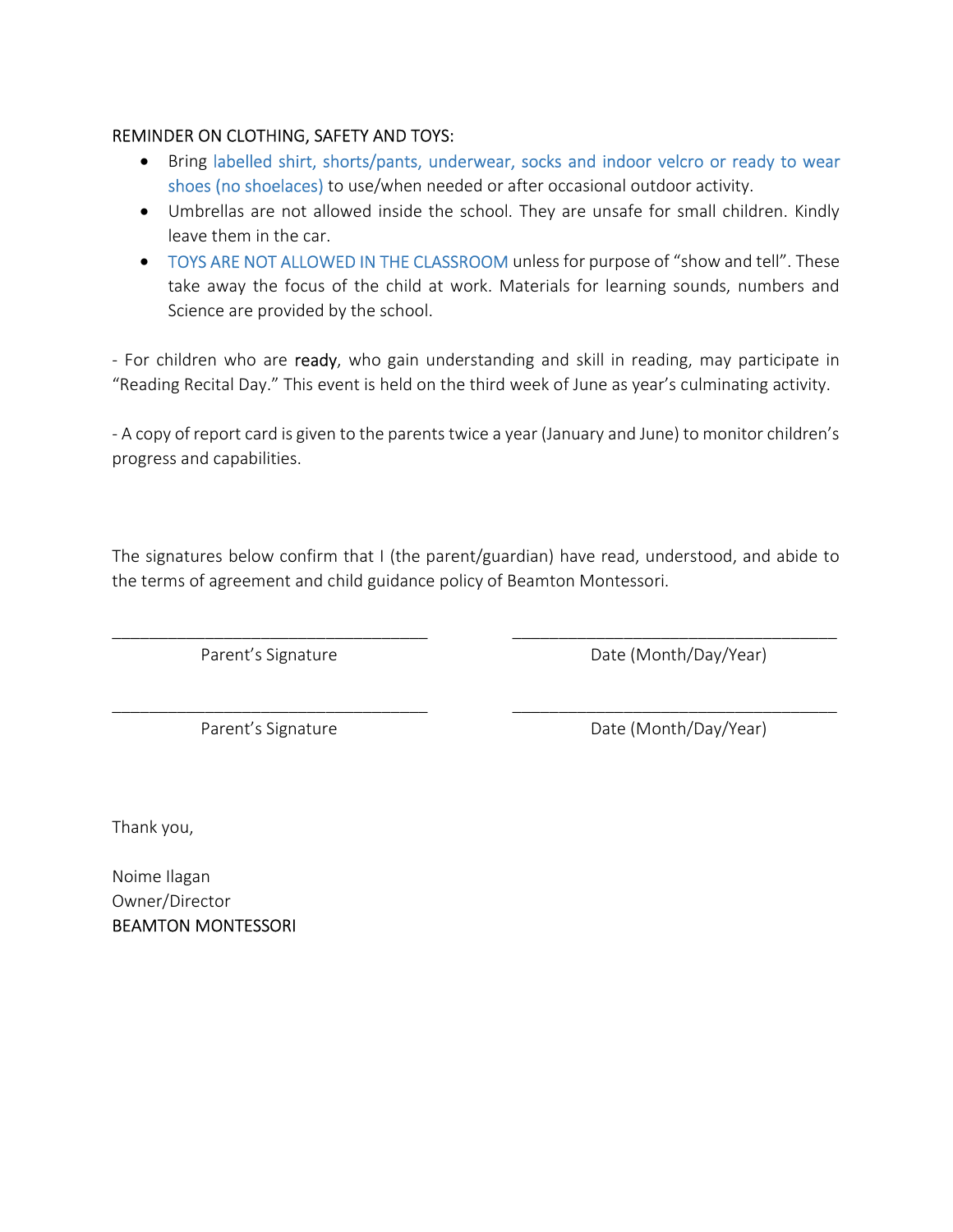REMINDER ON CLOTHING, SAFETY AND TOYS:

- Bring labelled shirt, shorts/pants, underwear, socks and indoor velcro or ready to wear shoes (no shoelaces) to use/when needed or after occasional outdoor activity.
- Umbrellas are not allowed inside the school. They are unsafe for small children. Kindly leave them in the car.
- TOYS ARE NOT ALLOWED IN THE CLASSROOM unless for purpose of "show and tell". These take away the focus of the child at work. Materials for learning sounds, numbers and Science are provided by the school.

- For children who are ready, who gain understanding and skill in reading, may participate in "Reading Recital Day." This event is held on the third week of June as year's culminating activity.

- A copy of report card is given to the parents twice a year (January and June) to monitor children's progress and capabilities.

The signatures below confirm that I (the parent/guardian) have read, understood, and abide to the terms of agreement and child guidance policy of Beamton Montessori.

| | |
|---|---|
| ______________________________ | ______________________________ |
| Parent's Signature | Date (Month/Day/Year) |
| ______________________________ | ______________________________ |
| Parent's Signature | Date (Month/Day/Year) |

Thank you,

Noime Ilagan
Owner/Director
BEAMTON MONTESSORI